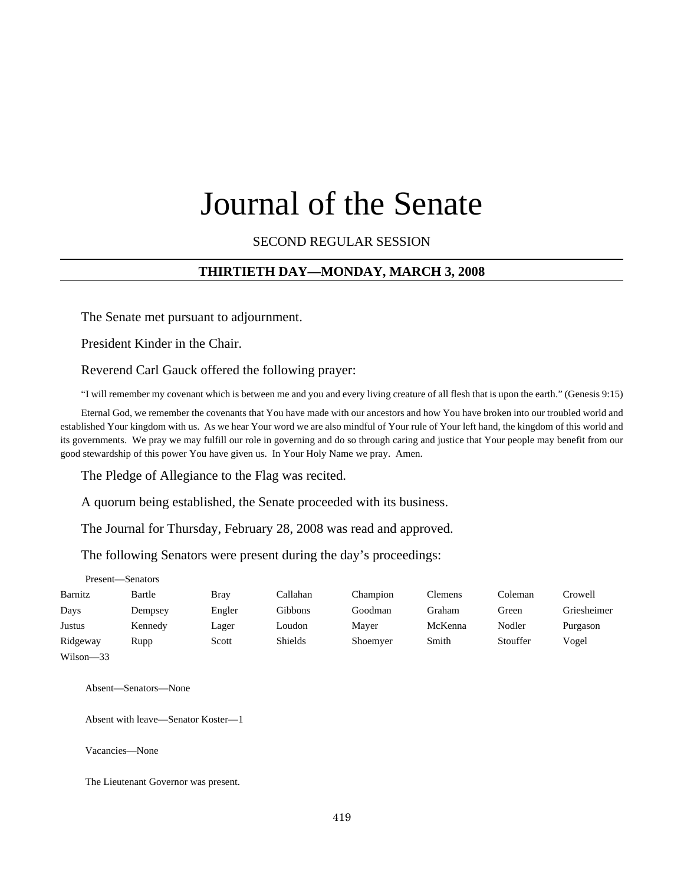# Journal of the Senate

SECOND REGULAR SESSION

## THIRTIETH DAY—MONDAY, MARCH 3, 2008

The Senate met pursuant to adjournment.

President Kinder in the Chair.

Reverend Carl Gauck offered the following prayer:

"I will remember my covenant which is between me and you and every living creature of all flesh that is upon the earth." (Genesis 9:15)

Eternal God, we remember the covenants that You have made with our ancestors and how You have broken into our troubled world and established Your kingdom with us. As we hear Your word we are also mindful of Your rule of Your left hand, the kingdom of this world and its governments. We pray we may fulfill our role in governing and do so through caring and justice that Your people may benefit from our good stewardship of this power You have given us. In Your Holy Name we pray. Amen.

The Pledge of Allegiance to the Flag was recited.

A quorum being established, the Senate proceeded with its business.

The Journal for Thursday, February 28, 2008 was read and approved.

The following Senators were present during the day's proceedings:

Present—Senators

| | | | | | | | |
|---|---|---|---|---|---|---|---|
| Barnitz | Bartle | Bray | Callahan | Champion | Clemens | Coleman | Crowell |
| Days | Dempsey | Engler | Gibbons | Goodman | Graham | Green | Griesheimer |
| Justus | Kennedy | Lager | Loudon | Mayer | McKenna | Nodler | Purgason |
| Ridgeway | Rupp | Scott | Shields | Shoemyer | Smith | Stouffer | Vogel |
| Wilson—33 | | | | | | | |

Absent—Senators—None

Absent with leave—Senator Koster—1

Vacancies—None

The Lieutenant Governor was present.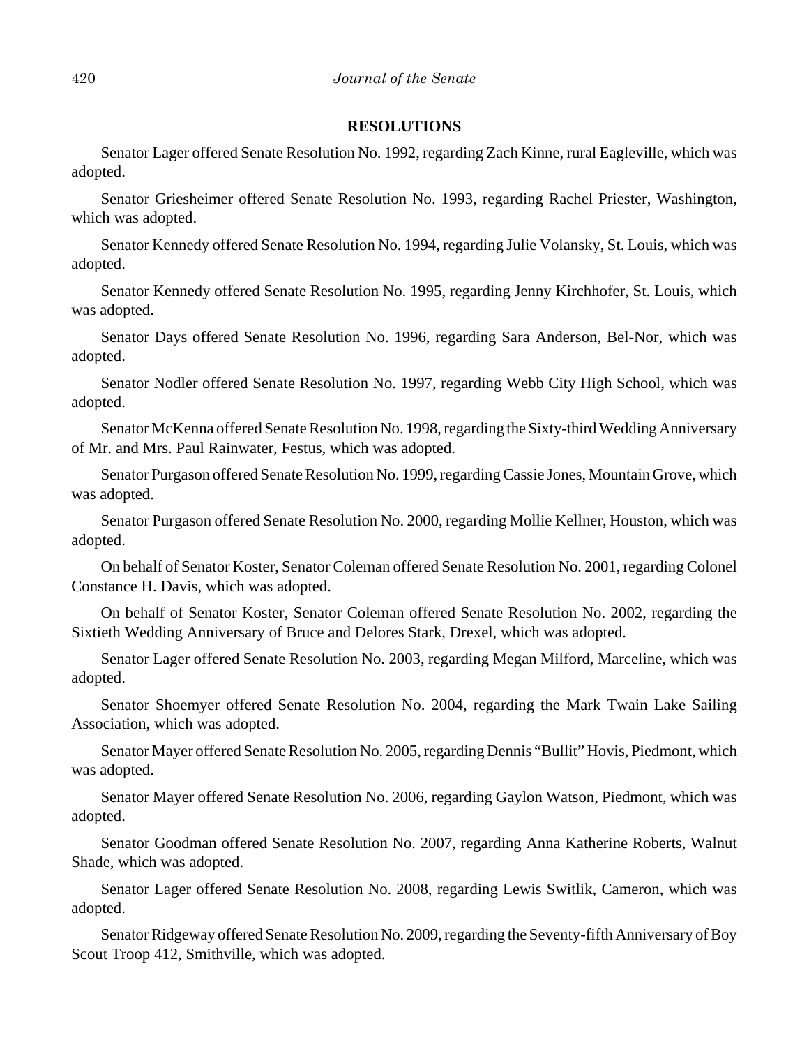## RESOLUTIONS

Senator Lager offered Senate Resolution No. 1992, regarding Zach Kinne, rural Eagleville, which was adopted.

Senator Griesheimer offered Senate Resolution No. 1993, regarding Rachel Priester, Washington, which was adopted.

Senator Kennedy offered Senate Resolution No. 1994, regarding Julie Volansky, St. Louis, which was adopted.

Senator Kennedy offered Senate Resolution No. 1995, regarding Jenny Kirchhofer, St. Louis, which was adopted.

Senator Days offered Senate Resolution No. 1996, regarding Sara Anderson, Bel-Nor, which was adopted.

Senator Nodler offered Senate Resolution No. 1997, regarding Webb City High School, which was adopted.

Senator McKenna offered Senate Resolution No. 1998, regarding the Sixty-third Wedding Anniversary of Mr. and Mrs. Paul Rainwater, Festus, which was adopted.

Senator Purgason offered Senate Resolution No. 1999, regarding Cassie Jones, Mountain Grove, which was adopted.

Senator Purgason offered Senate Resolution No. 2000, regarding Mollie Kellner, Houston, which was adopted.

On behalf of Senator Koster, Senator Coleman offered Senate Resolution No. 2001, regarding Colonel Constance H. Davis, which was adopted.

On behalf of Senator Koster, Senator Coleman offered Senate Resolution No. 2002, regarding the Sixtieth Wedding Anniversary of Bruce and Delores Stark, Drexel, which was adopted.

Senator Lager offered Senate Resolution No. 2003, regarding Megan Milford, Marceline, which was adopted.

Senator Shoemyer offered Senate Resolution No. 2004, regarding the Mark Twain Lake Sailing Association, which was adopted.

Senator Mayer offered Senate Resolution No. 2005, regarding Dennis "Bullit" Hovis, Piedmont, which was adopted.

Senator Mayer offered Senate Resolution No. 2006, regarding Gaylon Watson, Piedmont, which was adopted.

Senator Goodman offered Senate Resolution No. 2007, regarding Anna Katherine Roberts, Walnut Shade, which was adopted.

Senator Lager offered Senate Resolution No. 2008, regarding Lewis Switlik, Cameron, which was adopted.

Senator Ridgeway offered Senate Resolution No. 2009, regarding the Seventy-fifth Anniversary of Boy Scout Troop 412, Smithville, which was adopted.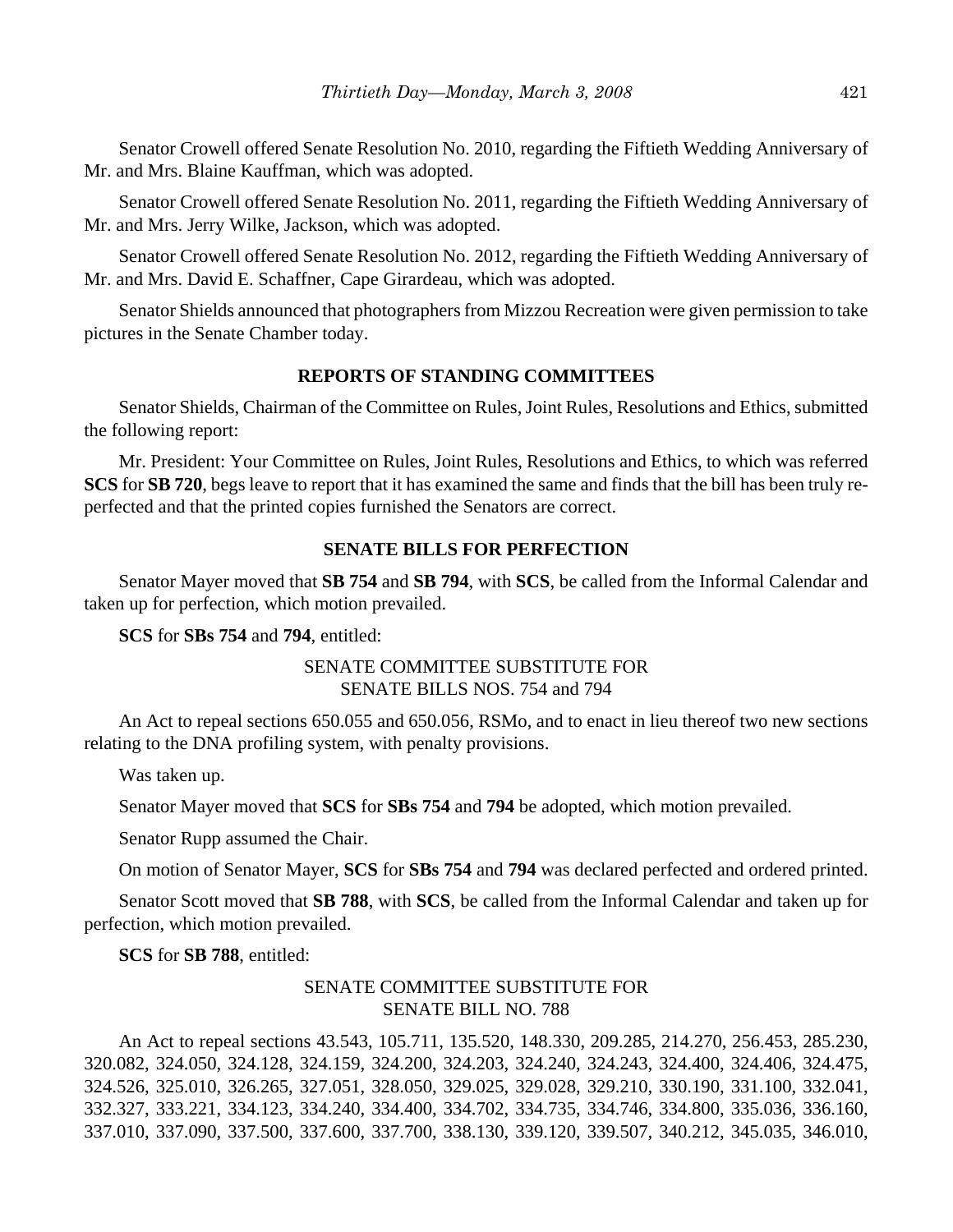Senator Crowell offered Senate Resolution No. 2010, regarding the Fiftieth Wedding Anniversary of Mr. and Mrs. Blaine Kauffman, which was adopted.

Senator Crowell offered Senate Resolution No. 2011, regarding the Fiftieth Wedding Anniversary of Mr. and Mrs. Jerry Wilke, Jackson, which was adopted.

Senator Crowell offered Senate Resolution No. 2012, regarding the Fiftieth Wedding Anniversary of Mr. and Mrs. David E. Schaffner, Cape Girardeau, which was adopted.

Senator Shields announced that photographers from Mizzou Recreation were given permission to take pictures in the Senate Chamber today.

## REPORTS OF STANDING COMMITTEES

Senator Shields, Chairman of the Committee on Rules, Joint Rules, Resolutions and Ethics, submitted the following report:

Mr. President: Your Committee on Rules, Joint Rules, Resolutions and Ethics, to which was referred **SCS** for **SB 720**, begs leave to report that it has examined the same and finds that the bill has been truly re-perfected and that the printed copies furnished the Senators are correct.

## SENATE BILLS FOR PERFECTION

Senator Mayer moved that **SB 754** and **SB 794**, with **SCS**, be called from the Informal Calendar and taken up for perfection, which motion prevailed.

**SCS** for **SBs 754** and **794**, entitled:

SENATE COMMITTEE SUBSTITUTE FOR
SENATE BILLS NOS. 754 and 794

An Act to repeal sections 650.055 and 650.056, RSMo, and to enact in lieu thereof two new sections relating to the DNA profiling system, with penalty provisions.

Was taken up.

Senator Mayer moved that **SCS** for **SBs 754** and **794** be adopted, which motion prevailed.

Senator Rupp assumed the Chair.

On motion of Senator Mayer, **SCS** for **SBs 754** and **794** was declared perfected and ordered printed.

Senator Scott moved that **SB 788**, with **SCS**, be called from the Informal Calendar and taken up for perfection, which motion prevailed.

**SCS** for **SB 788**, entitled:

SENATE COMMITTEE SUBSTITUTE FOR
SENATE BILL NO. 788

An Act to repeal sections 43.543, 105.711, 135.520, 148.330, 209.285, 214.270, 256.453, 285.230, 320.082, 324.050, 324.128, 324.159, 324.200, 324.203, 324.240, 324.243, 324.400, 324.406, 324.475, 324.526, 325.010, 326.265, 327.051, 328.050, 329.025, 329.028, 329.210, 330.190, 331.100, 332.041, 332.327, 333.221, 334.123, 334.240, 334.400, 334.702, 334.735, 334.746, 334.800, 335.036, 336.160, 337.010, 337.090, 337.500, 337.600, 337.700, 338.130, 339.120, 339.507, 340.212, 345.035, 346.010,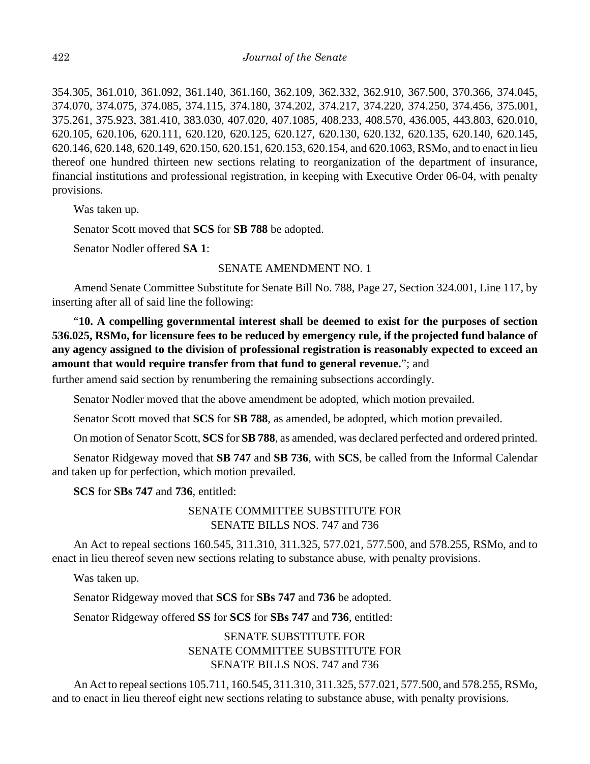354.305, 361.010, 361.092, 361.140, 361.160, 362.109, 362.332, 362.910, 367.500, 370.366, 374.045, 374.070, 374.075, 374.085, 374.115, 374.180, 374.202, 374.217, 374.220, 374.250, 374.456, 375.001, 375.261, 375.923, 381.410, 383.030, 407.020, 407.1085, 408.233, 408.570, 436.005, 443.803, 620.010, 620.105, 620.106, 620.111, 620.120, 620.125, 620.127, 620.130, 620.132, 620.135, 620.140, 620.145, 620.146, 620.148, 620.149, 620.150, 620.151, 620.153, 620.154, and 620.1063, RSMo, and to enact in lieu thereof one hundred thirteen new sections relating to reorganization of the department of insurance, financial institutions and professional registration, in keeping with Executive Order 06-04, with penalty provisions.

Was taken up.

Senator Scott moved that **SCS** for **SB 788** be adopted.

Senator Nodler offered **SA 1**:

SENATE AMENDMENT NO. 1

Amend Senate Committee Substitute for Senate Bill No. 788, Page 27, Section 324.001, Line 117, by inserting after all of said line the following:

"**10. A compelling governmental interest shall be deemed to exist for the purposes of section 536.025, RSMo, for licensure fees to be reduced by emergency rule, if the projected fund balance of any agency assigned to the division of professional registration is reasonably expected to exceed an amount that would require transfer from that fund to general revenue.**"; and further amend said section by renumbering the remaining subsections accordingly.

Senator Nodler moved that the above amendment be adopted, which motion prevailed.

Senator Scott moved that **SCS** for **SB 788**, as amended, be adopted, which motion prevailed.

On motion of Senator Scott, **SCS** for **SB 788**, as amended, was declared perfected and ordered printed.

Senator Ridgeway moved that **SB 747** and **SB 736**, with **SCS**, be called from the Informal Calendar and taken up for perfection, which motion prevailed.

**SCS** for **SBs 747** and **736**, entitled:

SENATE COMMITTEE SUBSTITUTE FOR
SENATE BILLS NOS. 747 and 736

An Act to repeal sections 160.545, 311.310, 311.325, 577.021, 577.500, and 578.255, RSMo, and to enact in lieu thereof seven new sections relating to substance abuse, with penalty provisions.

Was taken up.

Senator Ridgeway moved that **SCS** for **SBs 747** and **736** be adopted.

Senator Ridgeway offered **SS** for **SCS** for **SBs 747** and **736**, entitled:

SENATE SUBSTITUTE FOR
SENATE COMMITTEE SUBSTITUTE FOR
SENATE BILLS NOS. 747 and 736

An Act to repeal sections 105.711, 160.545, 311.310, 311.325, 577.021, 577.500, and 578.255, RSMo, and to enact in lieu thereof eight new sections relating to substance abuse, with penalty provisions.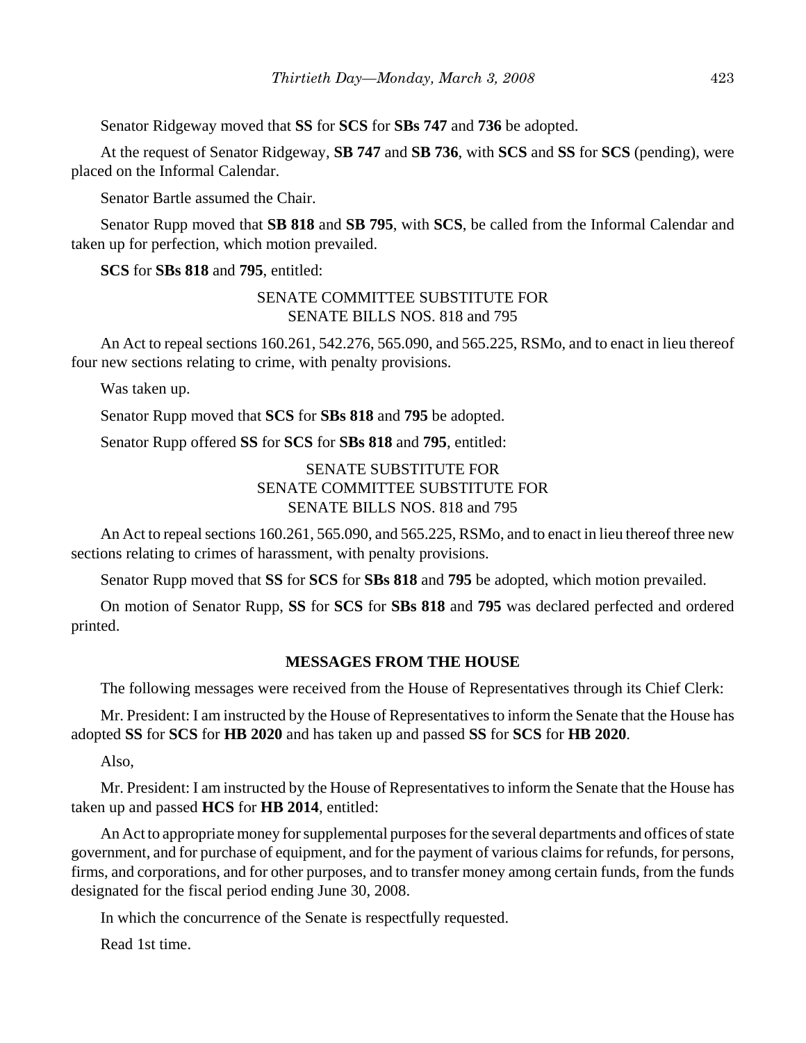Senator Ridgeway moved that **SS** for **SCS** for **SBs 747** and **736** be adopted.

At the request of Senator Ridgeway, **SB 747** and **SB 736**, with **SCS** and **SS** for **SCS** (pending), were placed on the Informal Calendar.

Senator Bartle assumed the Chair.

Senator Rupp moved that **SB 818** and **SB 795**, with **SCS**, be called from the Informal Calendar and taken up for perfection, which motion prevailed.

**SCS** for **SBs 818** and **795**, entitled:

SENATE COMMITTEE SUBSTITUTE FOR
SENATE BILLS NOS. 818 and 795

An Act to repeal sections 160.261, 542.276, 565.090, and 565.225, RSMo, and to enact in lieu thereof four new sections relating to crime, with penalty provisions.

Was taken up.

Senator Rupp moved that **SCS** for **SBs 818** and **795** be adopted.

Senator Rupp offered **SS** for **SCS** for **SBs 818** and **795**, entitled:

SENATE SUBSTITUTE FOR
SENATE COMMITTEE SUBSTITUTE FOR
SENATE BILLS NOS. 818 and 795

An Act to repeal sections 160.261, 565.090, and 565.225, RSMo, and to enact in lieu thereof three new sections relating to crimes of harassment, with penalty provisions.

Senator Rupp moved that **SS** for **SCS** for **SBs 818** and **795** be adopted, which motion prevailed.

On motion of Senator Rupp, **SS** for **SCS** for **SBs 818** and **795** was declared perfected and ordered printed.

## MESSAGES FROM THE HOUSE

The following messages were received from the House of Representatives through its Chief Clerk:

Mr. President: I am instructed by the House of Representatives to inform the Senate that the House has adopted **SS** for **SCS** for **HB 2020** and has taken up and passed **SS** for **SCS** for **HB 2020**.

Also,

Mr. President: I am instructed by the House of Representatives to inform the Senate that the House has taken up and passed **HCS** for **HB 2014**, entitled:

An Act to appropriate money for supplemental purposes for the several departments and offices of state government, and for purchase of equipment, and for the payment of various claims for refunds, for persons, firms, and corporations, and for other purposes, and to transfer money among certain funds, from the funds designated for the fiscal period ending June 30, 2008.

In which the concurrence of the Senate is respectfully requested.

Read 1st time.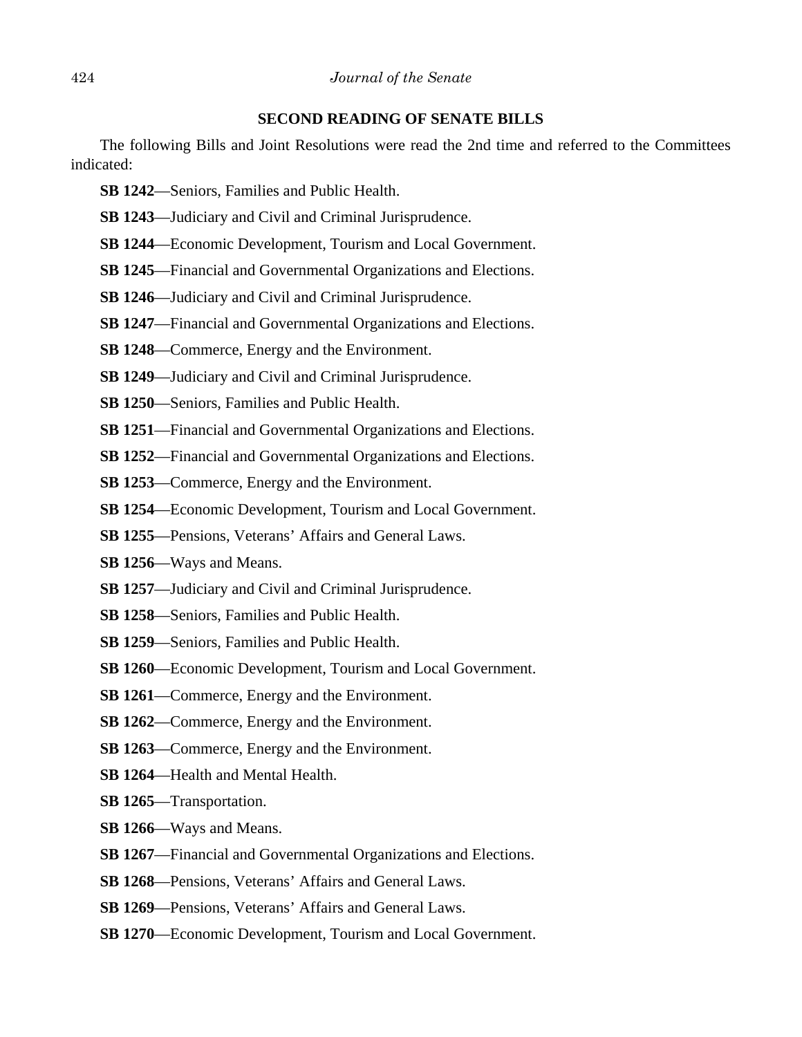## SECOND READING OF SENATE BILLS

The following Bills and Joint Resolutions were read the 2nd time and referred to the Committees indicated:

**SB 1242**—Seniors, Families and Public Health.

**SB 1243**—Judiciary and Civil and Criminal Jurisprudence.

**SB 1244**—Economic Development, Tourism and Local Government.

**SB 1245**—Financial and Governmental Organizations and Elections.

**SB 1246**—Judiciary and Civil and Criminal Jurisprudence.

**SB 1247**—Financial and Governmental Organizations and Elections.

**SB 1248**—Commerce, Energy and the Environment.

**SB 1249**—Judiciary and Civil and Criminal Jurisprudence.

**SB 1250**—Seniors, Families and Public Health.

**SB 1251**—Financial and Governmental Organizations and Elections.

**SB 1252**—Financial and Governmental Organizations and Elections.

**SB 1253**—Commerce, Energy and the Environment.

**SB 1254**—Economic Development, Tourism and Local Government.

**SB 1255**—Pensions, Veterans' Affairs and General Laws.

**SB 1256**—Ways and Means.

**SB 1257**—Judiciary and Civil and Criminal Jurisprudence.

**SB 1258**—Seniors, Families and Public Health.

**SB 1259**—Seniors, Families and Public Health.

**SB 1260**—Economic Development, Tourism and Local Government.

**SB 1261**—Commerce, Energy and the Environment.

**SB 1262**—Commerce, Energy and the Environment.

**SB 1263**—Commerce, Energy and the Environment.

**SB 1264**—Health and Mental Health.

**SB 1265**—Transportation.

**SB 1266**—Ways and Means.

**SB 1267**—Financial and Governmental Organizations and Elections.

**SB 1268**—Pensions, Veterans' Affairs and General Laws.

**SB 1269**—Pensions, Veterans' Affairs and General Laws.

**SB 1270**—Economic Development, Tourism and Local Government.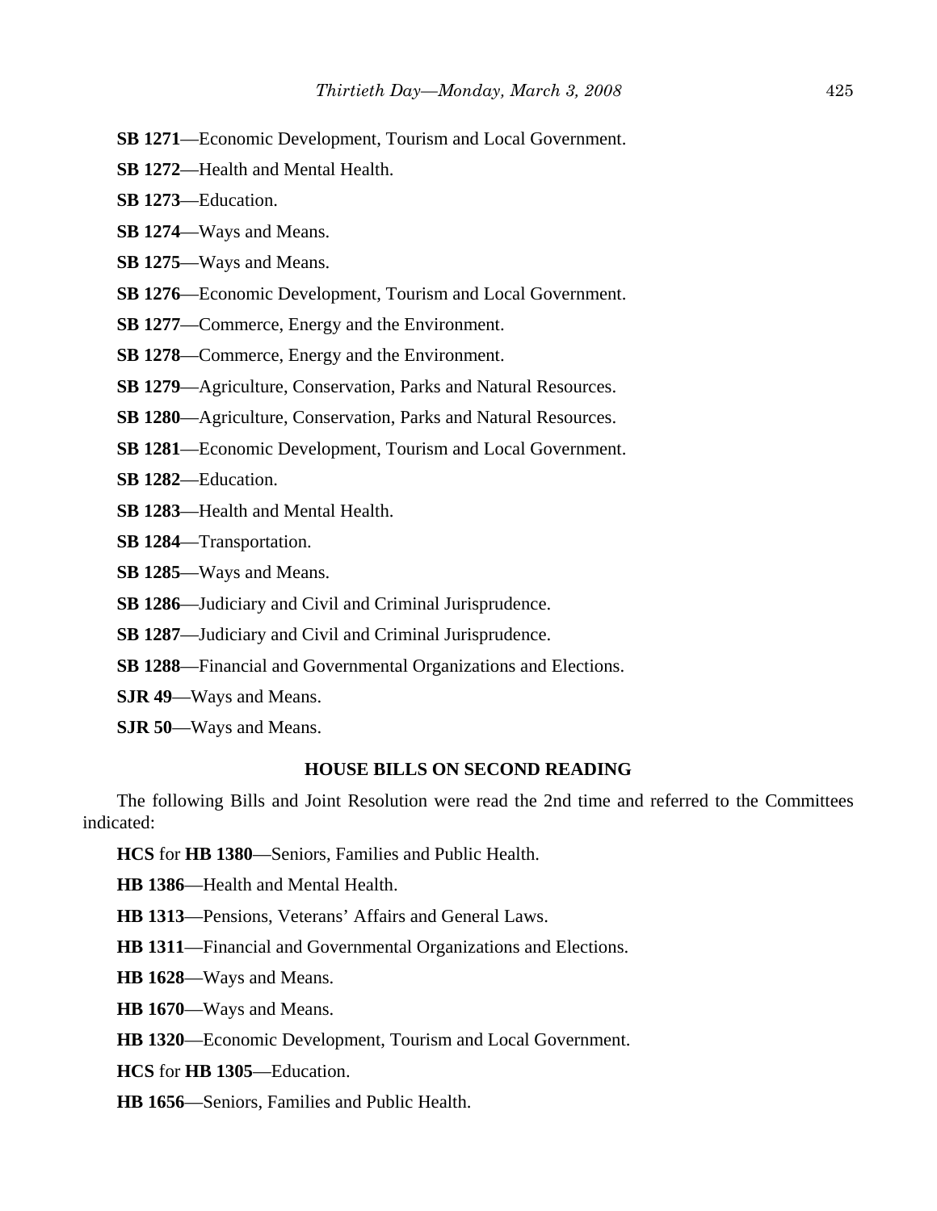**SB 1271**—Economic Development, Tourism and Local Government.

**SB 1272**—Health and Mental Health.

**SB 1273**—Education.

**SB 1274**—Ways and Means.

**SB 1275**—Ways and Means.

**SB 1276**—Economic Development, Tourism and Local Government.

**SB 1277**—Commerce, Energy and the Environment.

**SB 1278**—Commerce, Energy and the Environment.

**SB 1279**—Agriculture, Conservation, Parks and Natural Resources.

**SB 1280**—Agriculture, Conservation, Parks and Natural Resources.

**SB 1281**—Economic Development, Tourism and Local Government.

**SB 1282**—Education.

**SB 1283**—Health and Mental Health.

**SB 1284**—Transportation.

**SB 1285**—Ways and Means.

**SB 1286**—Judiciary and Civil and Criminal Jurisprudence.

**SB 1287**—Judiciary and Civil and Criminal Jurisprudence.

**SB 1288**—Financial and Governmental Organizations and Elections.

**SJR 49**—Ways and Means.

**SJR 50**—Ways and Means.

## HOUSE BILLS ON SECOND READING

The following Bills and Joint Resolution were read the 2nd time and referred to the Committees indicated:

**HCS** for **HB 1380**—Seniors, Families and Public Health.

**HB 1386**—Health and Mental Health.

**HB 1313**—Pensions, Veterans' Affairs and General Laws.

**HB 1311**—Financial and Governmental Organizations and Elections.

**HB 1628**—Ways and Means.

**HB 1670**—Ways and Means.

**HB 1320**—Economic Development, Tourism and Local Government.

**HCS** for **HB 1305**—Education.

**HB 1656**—Seniors, Families and Public Health.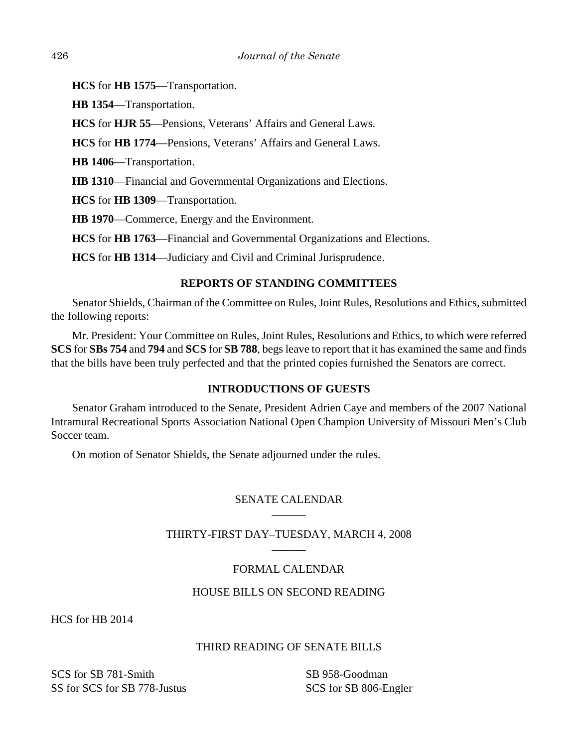**HCS** for **HB 1575**—Transportation.

**HB 1354**—Transportation.

**HCS** for **HJR 55**—Pensions, Veterans' Affairs and General Laws.

**HCS** for **HB 1774**—Pensions, Veterans' Affairs and General Laws.

**HB 1406**—Transportation.

**HB 1310**—Financial and Governmental Organizations and Elections.

**HCS** for **HB 1309**—Transportation.

**HB 1970**—Commerce, Energy and the Environment.

**HCS** for **HB 1763**—Financial and Governmental Organizations and Elections.

**HCS** for **HB 1314**—Judiciary and Civil and Criminal Jurisprudence.

## REPORTS OF STANDING COMMITTEES

Senator Shields, Chairman of the Committee on Rules, Joint Rules, Resolutions and Ethics, submitted the following reports:

Mr. President: Your Committee on Rules, Joint Rules, Resolutions and Ethics, to which were referred **SCS** for **SBs 754** and **794** and **SCS** for **SB 788**, begs leave to report that it has examined the same and finds that the bills have been truly perfected and that the printed copies furnished the Senators are correct.

## INTRODUCTIONS OF GUESTS

Senator Graham introduced to the Senate, President Adrien Caye and members of the 2007 National Intramural Recreational Sports Association National Open Champion University of Missouri Men's Club Soccer team.

On motion of Senator Shields, the Senate adjourned under the rules.

## SENATE CALENDAR

______

## THIRTY-FIRST DAY–TUESDAY, MARCH 4, 2008

______

## FORMAL CALENDAR

### HOUSE BILLS ON SECOND READING

HCS for HB 2014

### THIRD READING OF SENATE BILLS

SCS for SB 781-Smith
SS for SCS for SB 778-Justus
SB 958-Goodman
SCS for SB 806-Engler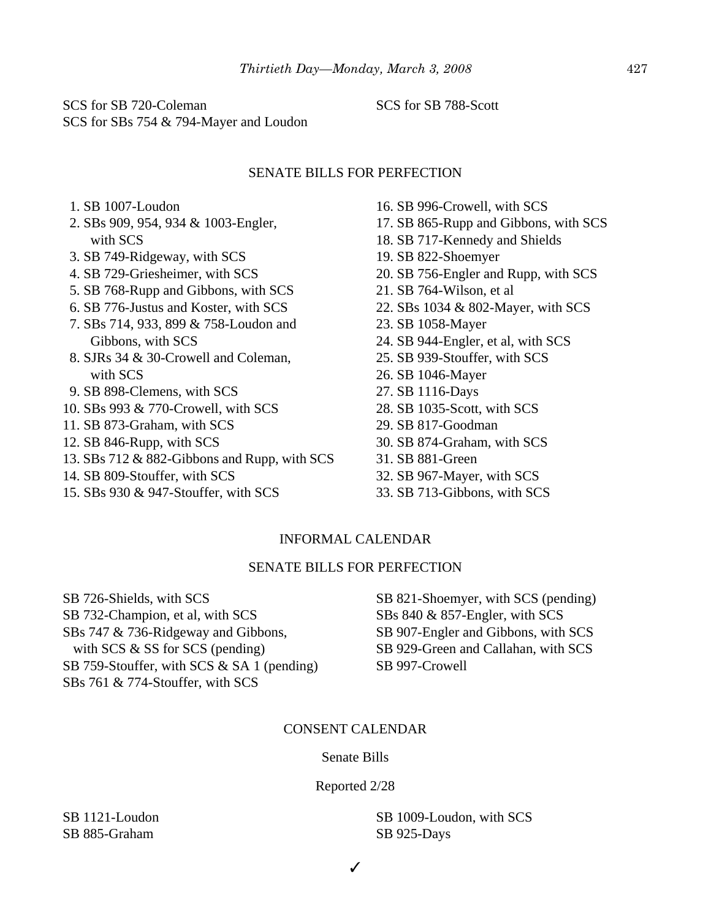SCS for SB 720-Coleman

SCS for SBs 754 & 794-Mayer and Loudon

SCS for SB 788-Scott

## SENATE BILLS FOR PERFECTION

1. SB 1007-Loudon
2. SBs 909, 954, 934 & 1003-Engler, with SCS
3. SB 749-Ridgeway, with SCS
4. SB 729-Griesheimer, with SCS
5. SB 768-Rupp and Gibbons, with SCS
6. SB 776-Justus and Koster, with SCS
7. SBs 714, 933, 899 & 758-Loudon and Gibbons, with SCS
8. SJRs 34 & 30-Crowell and Coleman, with SCS
9. SB 898-Clemens, with SCS
10. SBs 993 & 770-Crowell, with SCS
11. SB 873-Graham, with SCS
12. SB 846-Rupp, with SCS
13. SBs 712 & 882-Gibbons and Rupp, with SCS
14. SB 809-Stouffer, with SCS
15. SBs 930 & 947-Stouffer, with SCS
16. SB 996-Crowell, with SCS
17. SB 865-Rupp and Gibbons, with SCS
18. SB 717-Kennedy and Shields
19. SB 822-Shoemyer
20. SB 756-Engler and Rupp, with SCS
21. SB 764-Wilson, et al
22. SBs 1034 & 802-Mayer, with SCS
23. SB 1058-Mayer
24. SB 944-Engler, et al, with SCS
25. SB 939-Stouffer, with SCS
26. SB 1046-Mayer
27. SB 1116-Days
28. SB 1035-Scott, with SCS
29. SB 817-Goodman
30. SB 874-Graham, with SCS
31. SB 881-Green
32. SB 967-Mayer, with SCS
33. SB 713-Gibbons, with SCS

## INFORMAL CALENDAR

### SENATE BILLS FOR PERFECTION

SB 726-Shields, with SCS

SB 732-Champion, et al, with SCS

SBs 747 & 736-Ridgeway and Gibbons, with SCS & SS for SCS (pending)

SB 759-Stouffer, with SCS & SA 1 (pending)

SBs 761 & 774-Stouffer, with SCS

SB 821-Shoemyer, with SCS (pending)

SBs 840 & 857-Engler, with SCS

SB 907-Engler and Gibbons, with SCS

SB 929-Green and Callahan, with SCS

SB 997-Crowell

## CONSENT CALENDAR

### Senate Bills

Reported 2/28

SB 1121-Loudon

SB 885-Graham

SB 1009-Loudon, with SCS

SB 925-Days

✓